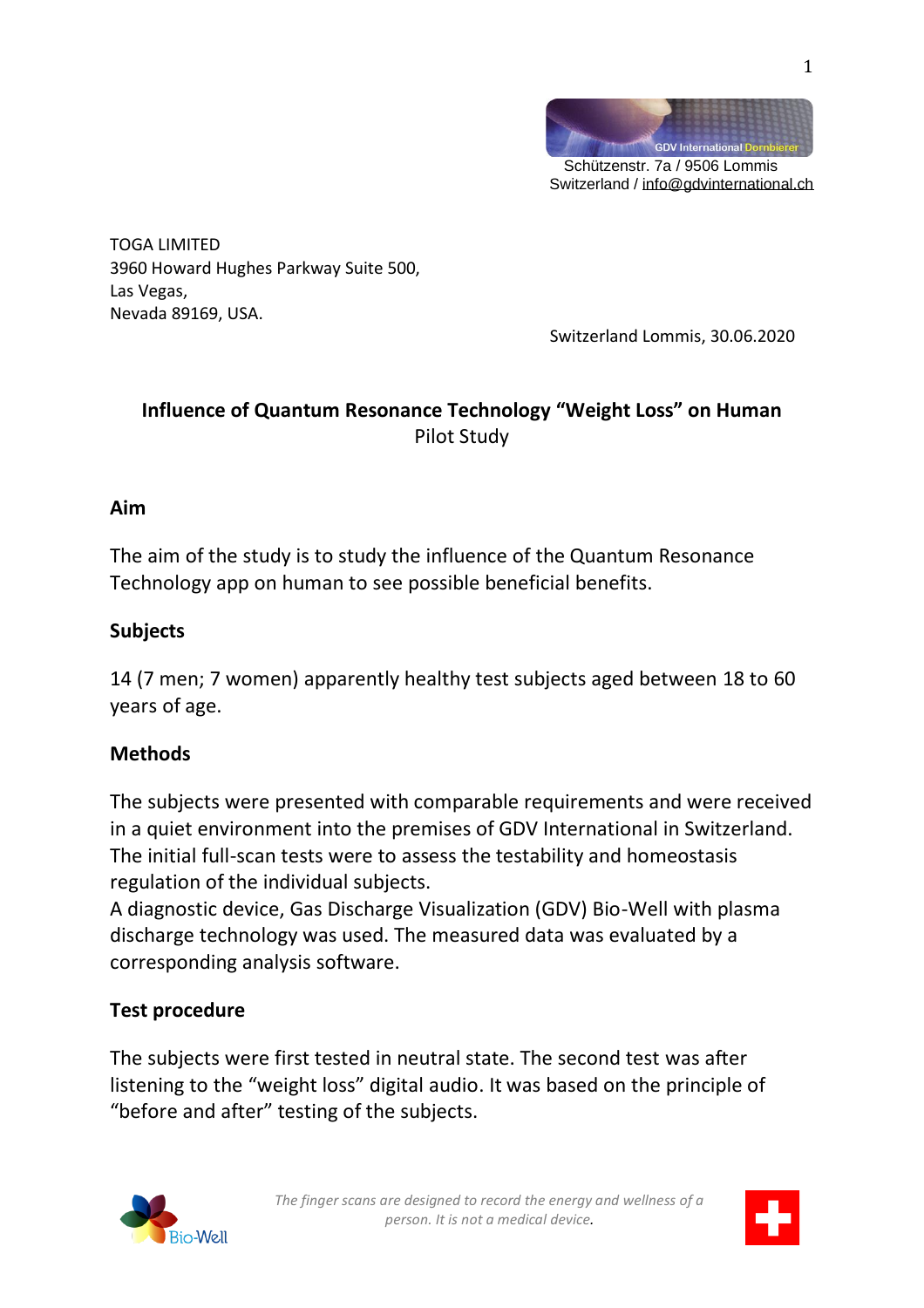Schützenstr. 7a / 9506 Lommis
Switzerland / info@gdvinternational.ch

TOGA LIMITED
3960 Howard Hughes Parkway Suite 500,
Las Vegas,
Nevada 89169, USA.

Switzerland Lommis, 30.06.2020

# Influence of Quantum Resonance Technology "Weight Loss" on Human

Pilot Study

## Aim

The aim of the study is to study the influence of the Quantum Resonance Technology app on human to see possible beneficial benefits.

## Subjects

14 (7 men; 7 women) apparently healthy test subjects aged between 18 to 60 years of age.

## Methods

The subjects were presented with comparable requirements and were received in a quiet environment into the premises of GDV International in Switzerland. The initial full-scan tests were to assess the testability and homeostasis regulation of the individual subjects.
A diagnostic device, Gas Discharge Visualization (GDV) Bio-Well with plasma discharge technology was used. The measured data was evaluated by a corresponding analysis software.

## Test procedure

The subjects were first tested in neutral state. The second test was after listening to the "weight loss" digital audio. It was based on the principle of "before and after" testing of the subjects.

*The finger scans are designed to record the energy and wellness of a person. It is not a medical device.*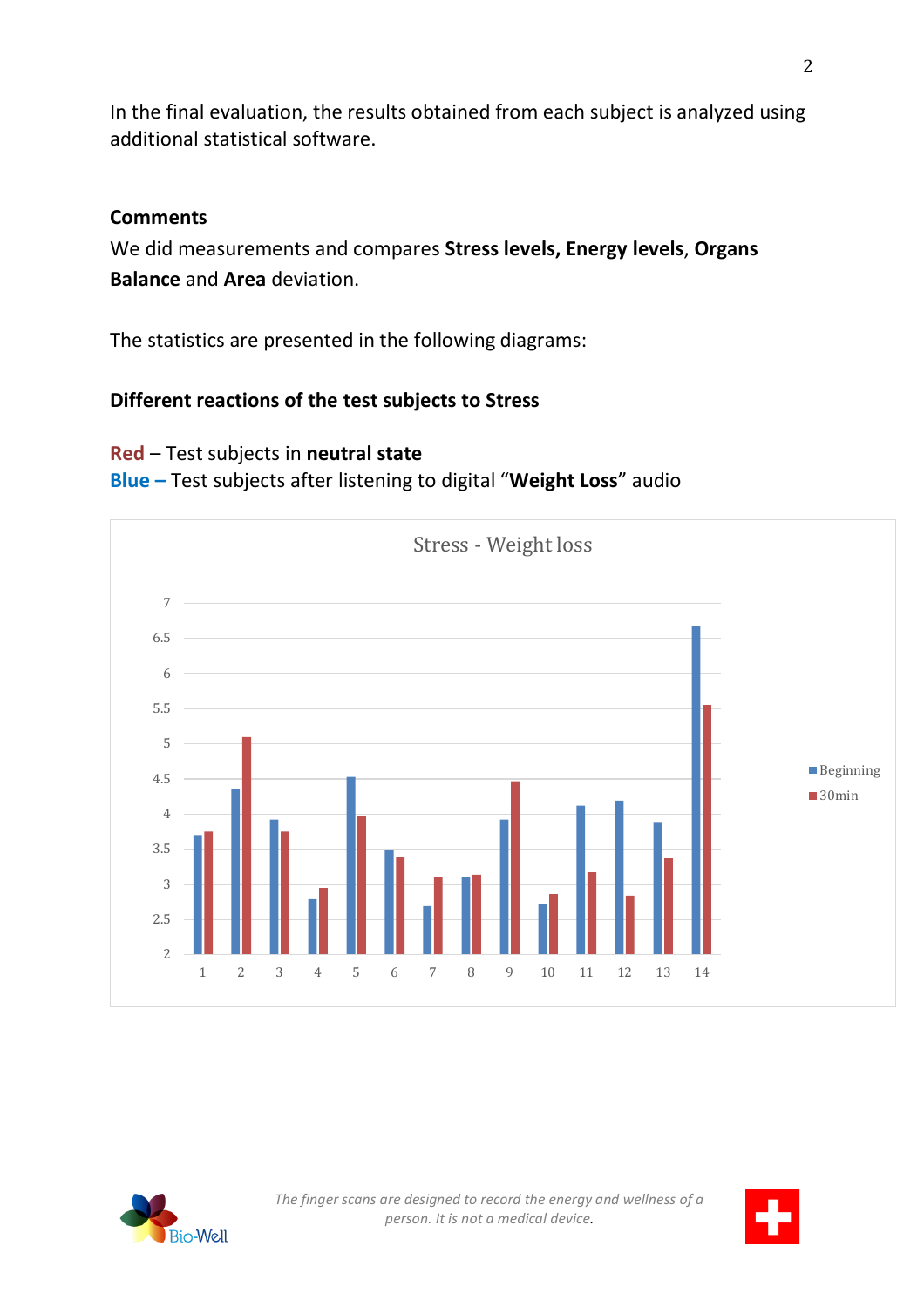In the final evaluation, the results obtained from each subject is analyzed using additional statistical software.

**Comments**

We did measurements and compares **Stress levels, Energy levels**, **Organs Balance** and **Area** deviation.

The statistics are presented in the following diagrams:

**Different reactions of the test subjects to Stress**

**Red** – Test subjects in **neutral state**
**Blue –** Test subjects after listening to digital "**Weight Loss**" audio

Stress - Weight loss

*The finger scans are designed to record the energy and wellness of a person. It is not a medical device.*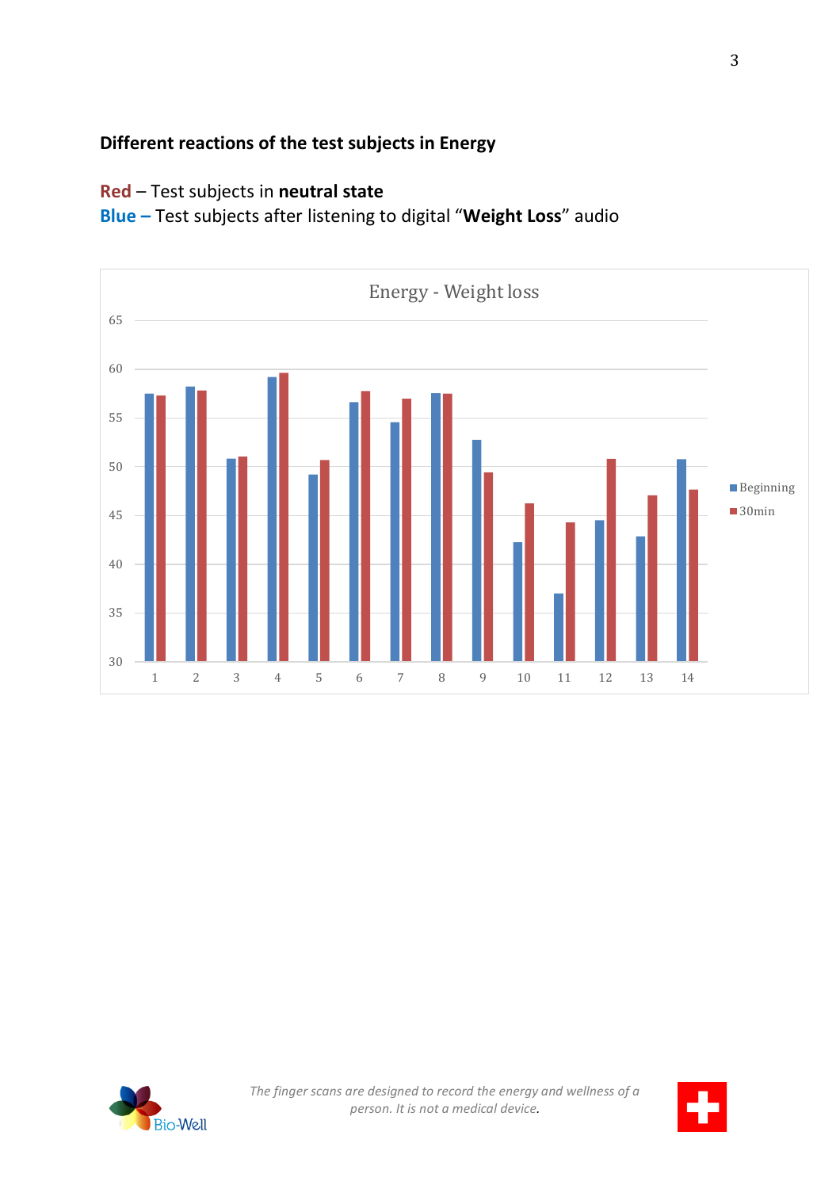**Different reactions of the test subjects in Energy**

**Red** – Test subjects in **neutral state**
**Blue –** Test subjects after listening to digital “**Weight Loss**” audio

Energy - Weight loss

■ Beginning
■ 30min

*The finger scans are designed to record the energy and wellness of a person. It is not a medical device.*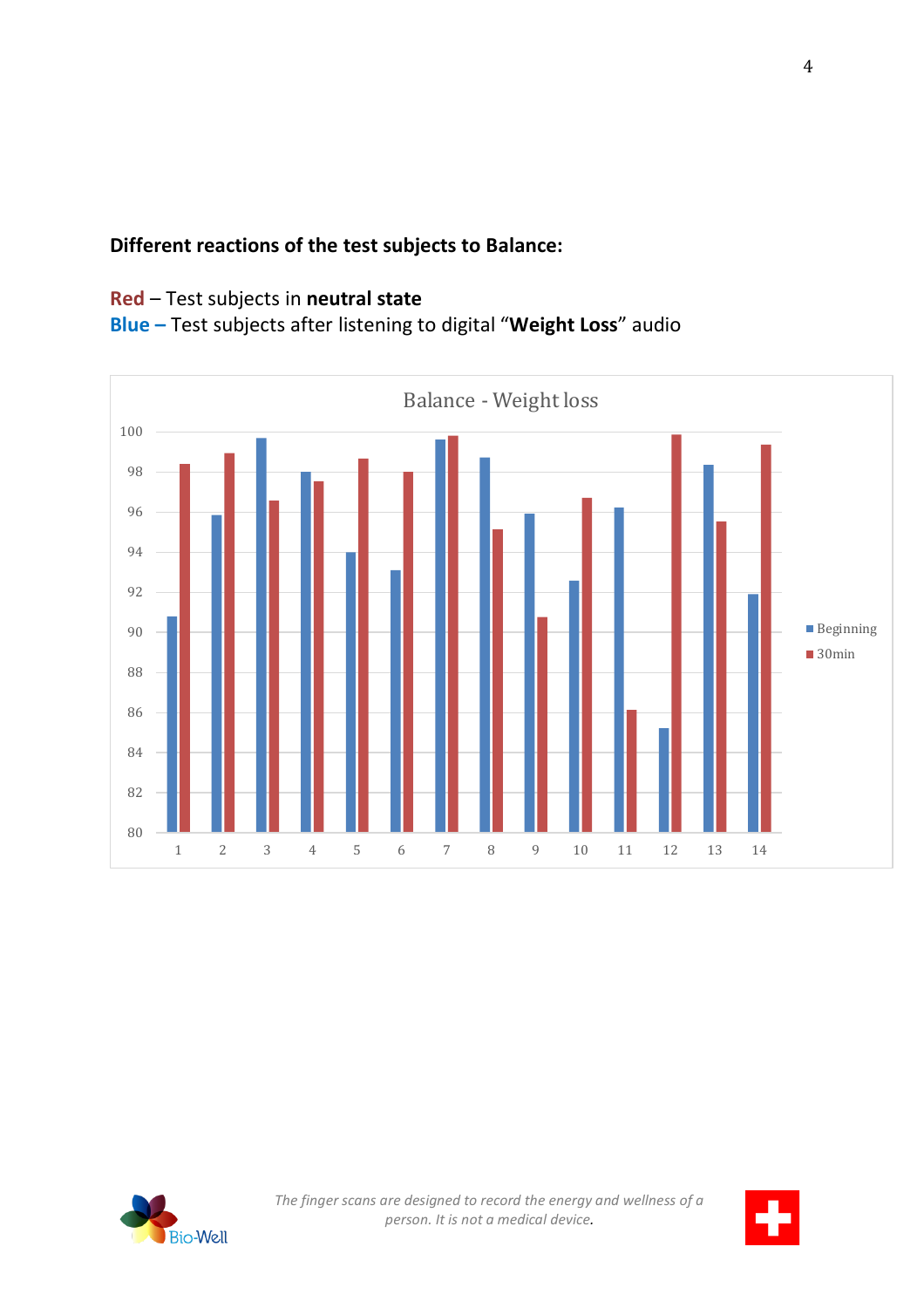**Different reactions of the test subjects to Balance:**

**Red** – Test subjects in **neutral state**
**Blue –** Test subjects after listening to digital “**Weight Loss**” audio

Balance - Weight loss

| Subject | Beginning | 30min |
|---|---|---|
| 1 | 90.8 | 98.4 |
| 2 | 95.9 | 98.9 |
| 3 | 99.7 | 96.6 |
| 4 | 98.0 | 97.5 |
| 5 | 94.0 | 98.7 |
| 6 | 93.1 | 98.0 |
| 7 | 99.6 | 99.8 |
| 8 | 98.7 | 95.1 |
| 9 | 95.9 | 90.8 |
| 10 | 92.6 | 96.7 |
| 11 | 96.2 | 86.1 |
| 12 | 85.2 | 99.8 |
| 13 | 98.3 | 95.5 |
| 14 | 91.9 | 99.3 |

*The finger scans are designed to record the energy and wellness of a person. It is not a medical device.*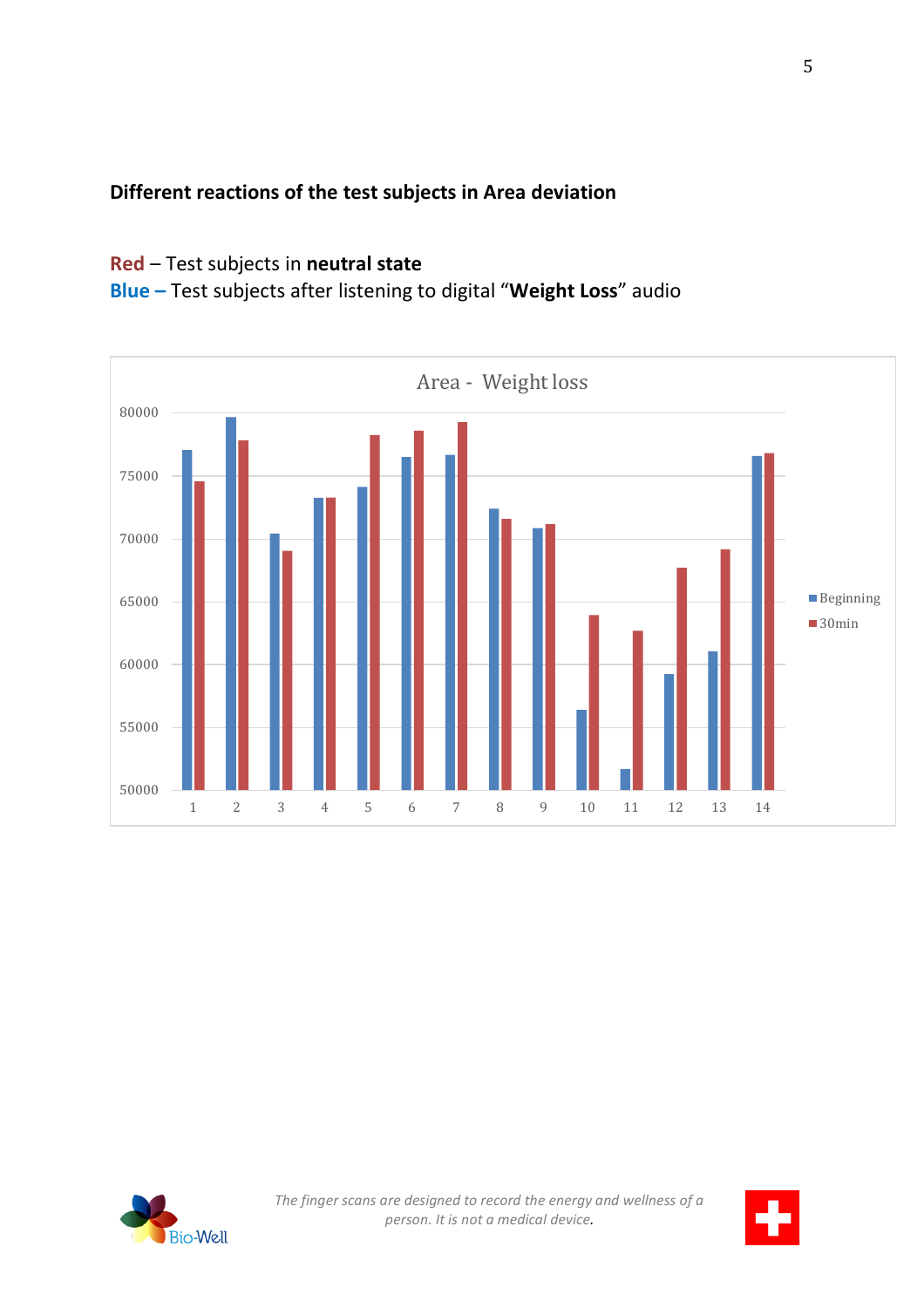**Different reactions of the test subjects in Area deviation**

**Red** – Test subjects in **neutral state**
**Blue –** Test subjects after listening to digital “**Weight Loss**” audio

Area - Weight loss

*The finger scans are designed to record the energy and wellness of a person. It is not a medical device.*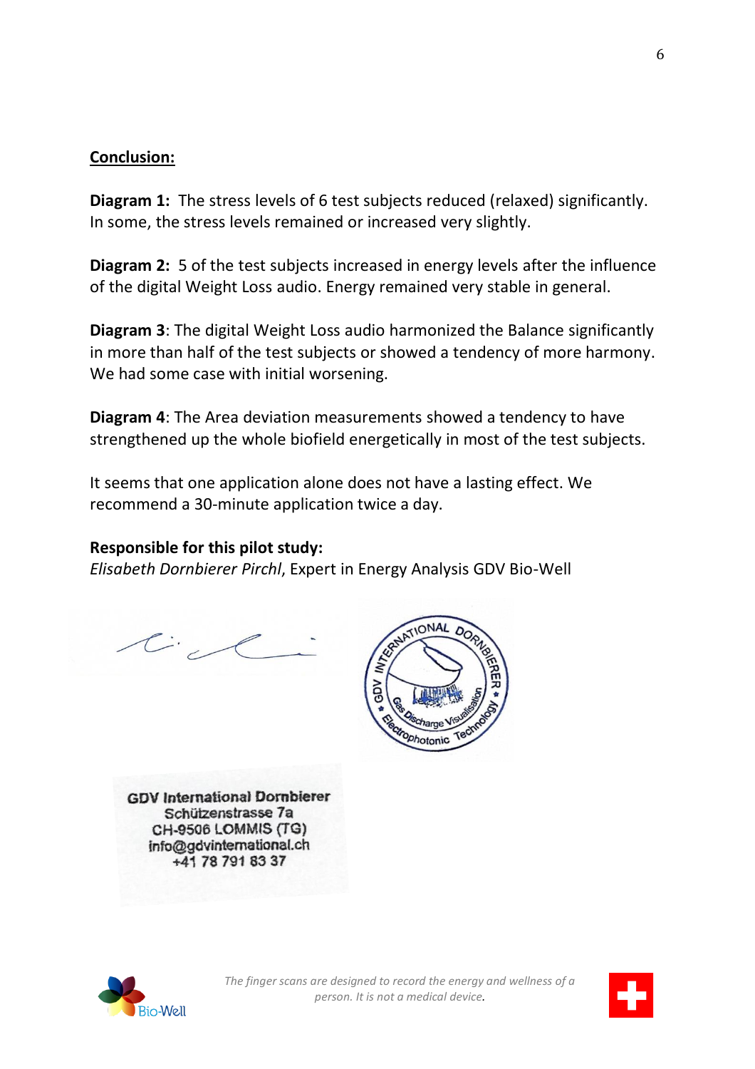**Conclusion:**

**Diagram 1:** The stress levels of 6 test subjects reduced (relaxed) significantly. In some, the stress levels remained or increased very slightly.

**Diagram 2:** 5 of the test subjects increased in energy levels after the influence of the digital Weight Loss audio. Energy remained very stable in general.

**Diagram 3**: The digital Weight Loss audio harmonized the Balance significantly in more than half of the test subjects or showed a tendency of more harmony. We had some case with initial worsening.

**Diagram 4**: The Area deviation measurements showed a tendency to have strengthened up the whole biofield energetically in most of the test subjects.

It seems that one application alone does not have a lasting effect. We recommend a 30-minute application twice a day.

**Responsible for this pilot study:**
*Elisabeth Dornbierer Pirchl*, Expert in Energy Analysis GDV Bio-Well

GDV INTERNATIONAL DORNBIERER • Gas Discharge Visualisation • Electrophotonic Technology

GDV International Dornbierer
Schützenstrasse 7a
CH-9506 LOMMIS (TG)
info@gdvinternational.ch
+41 78 791 83 37

Bio-Well

*The finger scans are designed to record the energy and wellness of a person. It is not a medical device.*